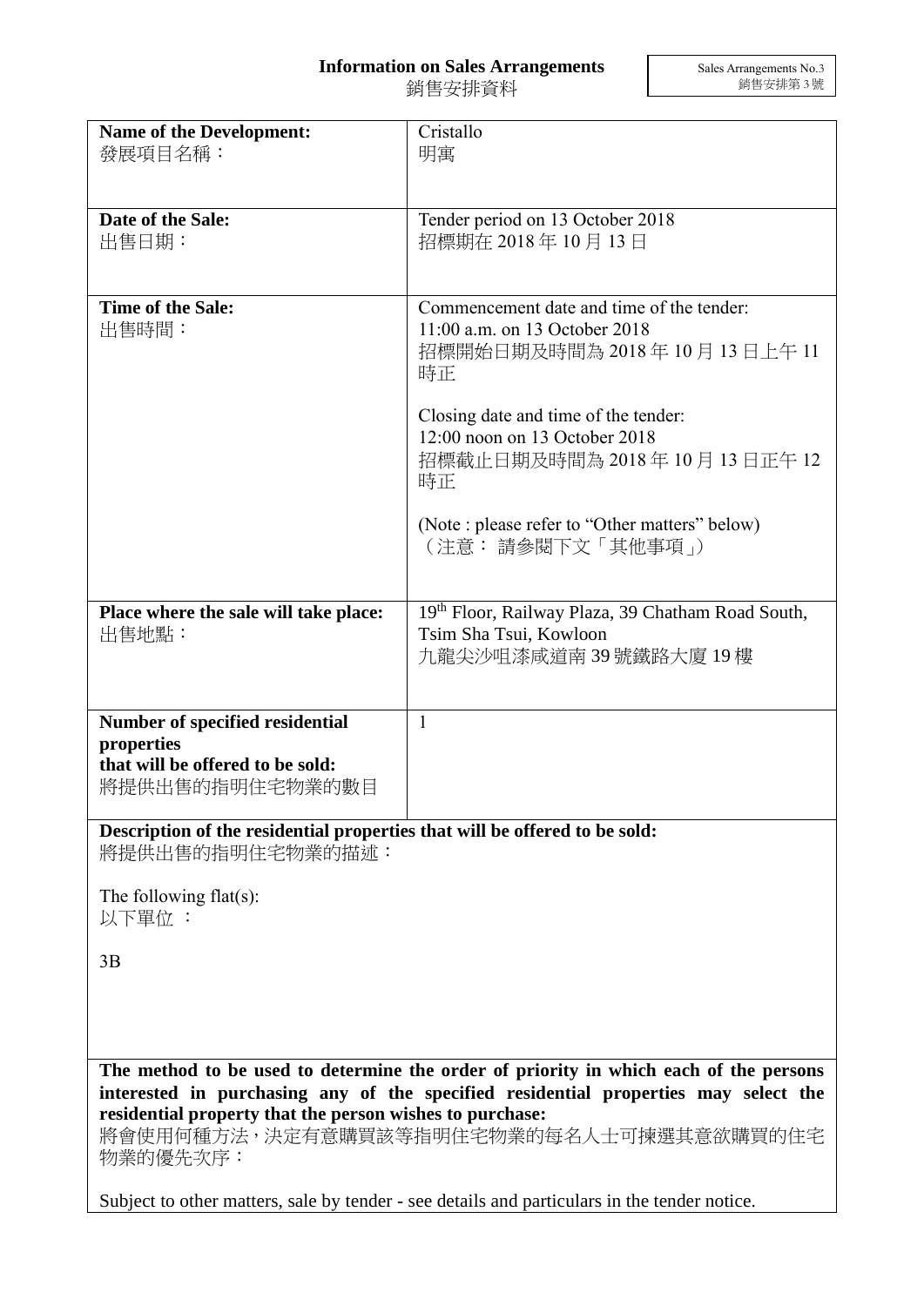# Information on Sales Arrangements
# 銷售安排資料

Sales Arrangements No.3
銷售安排第 3 號

| | |
|---|---|
| **Name of the Development:**<br>發展項目名稱： | Cristallo<br>明寓 |
| **Date of the Sale:**<br>出售日期： | Tender period on 13 October 2018<br>招標期在 2018 年 10 月 13 日 |
| **Time of the Sale:**<br>出售時間： | Commencement date and time of the tender:<br>11:00 a.m. on 13 October 2018<br>招標開始日期及時間為 2018 年 10 月 13 日上午 11 時正<br><br>Closing date and time of the tender:<br>12:00 noon on 13 October 2018<br>招標截止日期及時間為 2018 年 10 月 13 日正午 12 時正<br><br>(Note : please refer to "Other matters" below)<br>（注意： 請參閱下文「其他事項」） |
| **Place where the sale will take place:**<br>出售地點： | 19th Floor, Railway Plaza, 39 Chatham Road South, Tsim Sha Tsui, Kowloon<br>九龍尖沙咀漆咸道南 39 號鐵路大廈 19 樓 |
| **Number of specified residential properties that will be offered to be sold:**<br>將提供出售的指明住宅物業的數目 | 1 |

**Description of the residential properties that will be offered to be sold:**
將提供出售的指明住宅物業的描述：

The following flat(s):
以下單位 ：

3B

**The method to be used to determine the order of priority in which each of the persons interested in purchasing any of the specified residential properties may select the residential property that the person wishes to purchase:**
將會使用何種方法，決定有意購買該等指明住宅物業的每名人士可揀選其意欲購買的住宅物業的優先次序：

Subject to other matters, sale by tender - see details and particulars in the tender notice.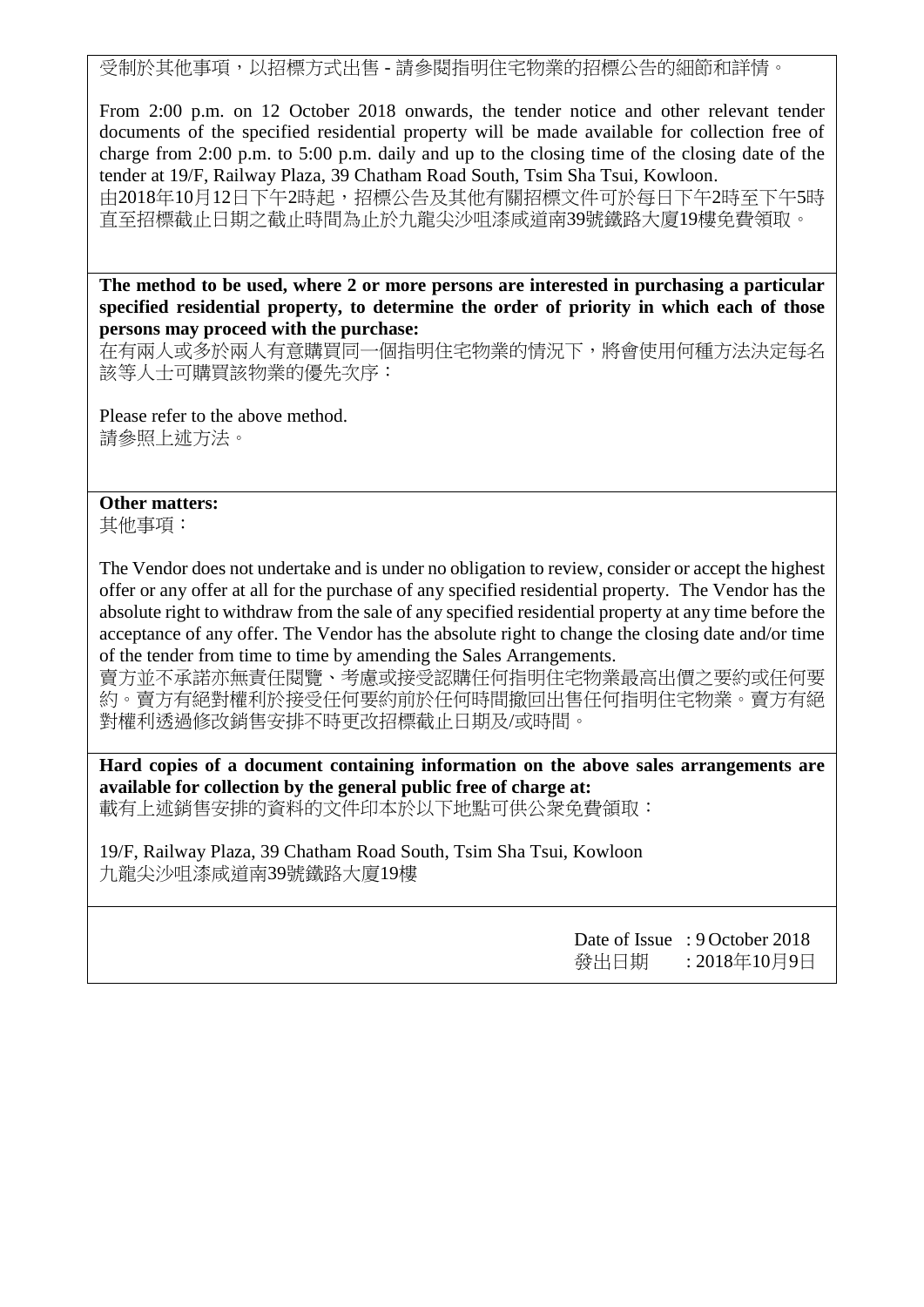受制於其他事項，以招標方式出售 - 請參閱指明住宅物業的招標公告的細節和詳情。

From 2:00 p.m. on 12 October 2018 onwards, the tender notice and other relevant tender documents of the specified residential property will be made available for collection free of charge from 2:00 p.m. to 5:00 p.m. daily and up to the closing time of the closing date of the tender at 19/F, Railway Plaza, 39 Chatham Road South, Tsim Sha Tsui, Kowloon.
由2018年10月12日下午2時起，招標公告及其他有關招標文件可於每日下午2時至下午5時直至招標截止日期之截止時間為止於九龍尖沙咀漆咸道南39號鐵路大廈19樓免費領取。

**The method to be used, where 2 or more persons are interested in purchasing a particular specified residential property, to determine the order of priority in which each of those persons may proceed with the purchase:**
在有兩人或多於兩人有意購買同一個指明住宅物業的情況下，將會使用何種方法決定每名該等人士可購買該物業的優先次序：

Please refer to the above method.
請參照上述方法。

**Other matters:**
其他事項：

The Vendor does not undertake and is under no obligation to review, consider or accept the highest offer or any offer at all for the purchase of any specified residential property. The Vendor has the absolute right to withdraw from the sale of any specified residential property at any time before the acceptance of any offer. The Vendor has the absolute right to change the closing date and/or time of the tender from time to time by amending the Sales Arrangements.
賣方並不承諾亦無責任閱覽、考慮或接受認購任何指明住宅物業最高出價之要約或任何要約。賣方有絕對權利於接受任何要約前於任何時間撤回出售任何指明住宅物業。賣方有絕對權利透過修改銷售安排不時更改招標截止日期及/或時間。

**Hard copies of a document containing information on the above sales arrangements are available for collection by the general public free of charge at:**
載有上述銷售安排的資料的文件印本於以下地點可供公眾免費領取：

19/F, Railway Plaza, 39 Chatham Road South, Tsim Sha Tsui, Kowloon
九龍尖沙咀漆咸道南39號鐵路大廈19樓

Date of Issue : 9 October 2018
發出日期 : 2018年10月9日